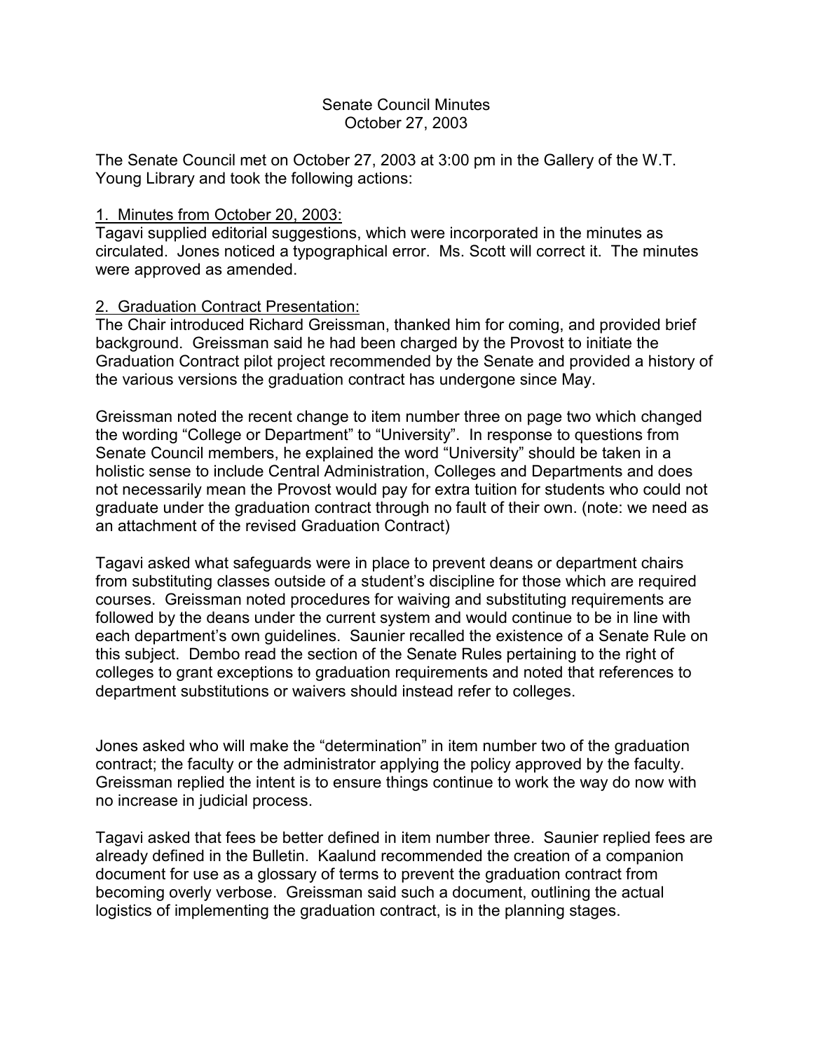# Senate Council Minutes
## October 27, 2003

The Senate Council met on October 27, 2003 at 3:00 pm in the Gallery of the W.T. Young Library and took the following actions:

1. Minutes from October 20, 2003:

Tagavi supplied editorial suggestions, which were incorporated in the minutes as circulated. Jones noticed a typographical error. Ms. Scott will correct it. The minutes were approved as amended.

2. Graduation Contract Presentation:

The Chair introduced Richard Greissman, thanked him for coming, and provided brief background. Greissman said he had been charged by the Provost to initiate the Graduation Contract pilot project recommended by the Senate and provided a history of the various versions the graduation contract has undergone since May.

Greissman noted the recent change to item number three on page two which changed the wording "College or Department" to "University". In response to questions from Senate Council members, he explained the word "University" should be taken in a holistic sense to include Central Administration, Colleges and Departments and does not necessarily mean the Provost would pay for extra tuition for students who could not graduate under the graduation contract through no fault of their own. (note: we need as an attachment of the revised Graduation Contract)

Tagavi asked what safeguards were in place to prevent deans or department chairs from substituting classes outside of a student's discipline for those which are required courses. Greissman noted procedures for waiving and substituting requirements are followed by the deans under the current system and would continue to be in line with each department's own guidelines. Saunier recalled the existence of a Senate Rule on this subject. Dembo read the section of the Senate Rules pertaining to the right of colleges to grant exceptions to graduation requirements and noted that references to department substitutions or waivers should instead refer to colleges.

Jones asked who will make the "determination" in item number two of the graduation contract; the faculty or the administrator applying the policy approved by the faculty. Greissman replied the intent is to ensure things continue to work the way do now with no increase in judicial process.

Tagavi asked that fees be better defined in item number three. Saunier replied fees are already defined in the Bulletin. Kaalund recommended the creation of a companion document for use as a glossary of terms to prevent the graduation contract from becoming overly verbose. Greissman said such a document, outlining the actual logistics of implementing the graduation contract, is in the planning stages.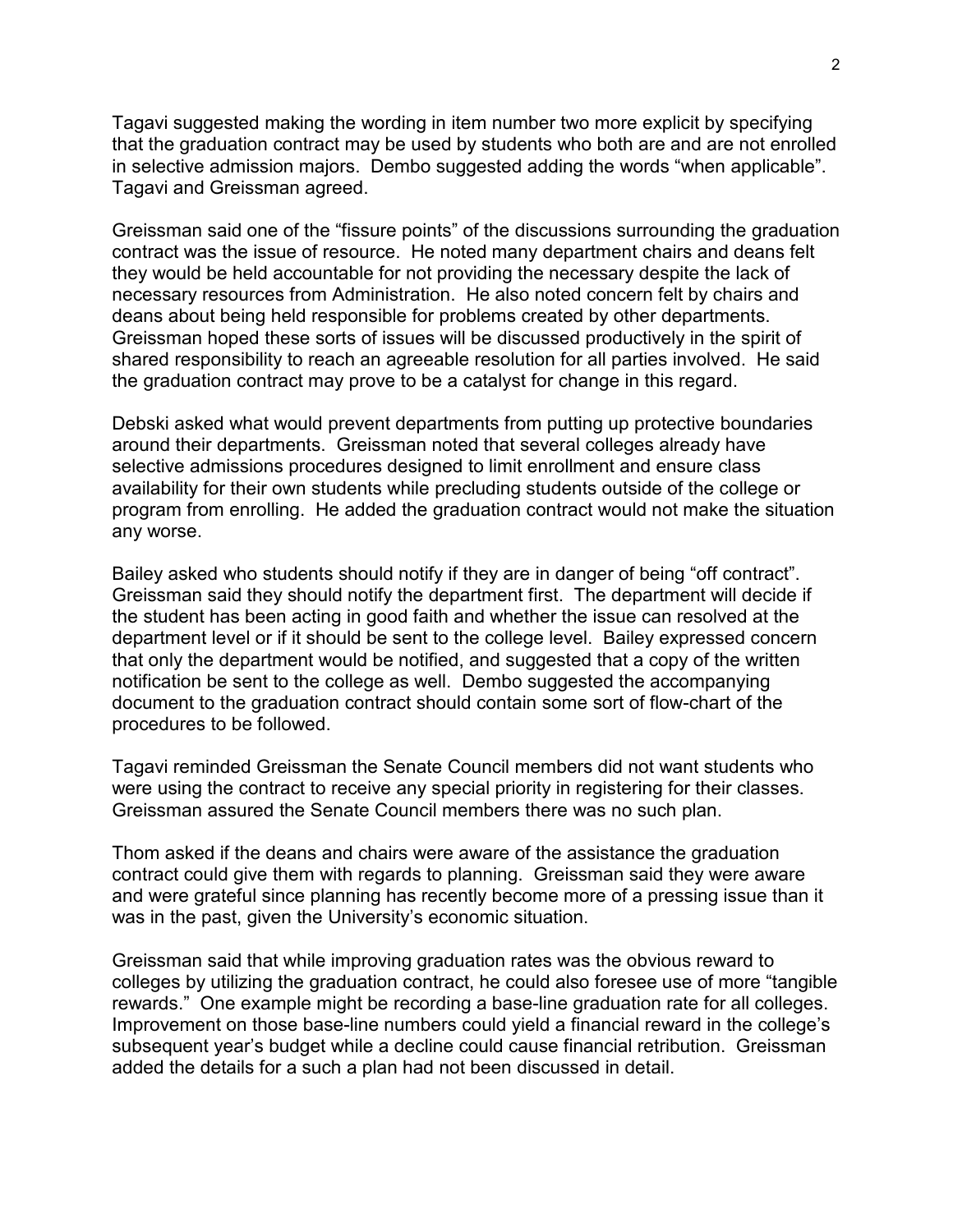Tagavi suggested making the wording in item number two more explicit by specifying that the graduation contract may be used by students who both are and are not enrolled in selective admission majors. Dembo suggested adding the words “when applicable”. Tagavi and Greissman agreed.

Greissman said one of the “fissure points” of the discussions surrounding the graduation contract was the issue of resource. He noted many department chairs and deans felt they would be held accountable for not providing the necessary despite the lack of necessary resources from Administration. He also noted concern felt by chairs and deans about being held responsible for problems created by other departments. Greissman hoped these sorts of issues will be discussed productively in the spirit of shared responsibility to reach an agreeable resolution for all parties involved. He said the graduation contract may prove to be a catalyst for change in this regard.

Debski asked what would prevent departments from putting up protective boundaries around their departments. Greissman noted that several colleges already have selective admissions procedures designed to limit enrollment and ensure class availability for their own students while precluding students outside of the college or program from enrolling. He added the graduation contract would not make the situation any worse.

Bailey asked who students should notify if they are in danger of being “off contract”. Greissman said they should notify the department first. The department will decide if the student has been acting in good faith and whether the issue can resolved at the department level or if it should be sent to the college level. Bailey expressed concern that only the department would be notified, and suggested that a copy of the written notification be sent to the college as well. Dembo suggested the accompanying document to the graduation contract should contain some sort of flow-chart of the procedures to be followed.

Tagavi reminded Greissman the Senate Council members did not want students who were using the contract to receive any special priority in registering for their classes. Greissman assured the Senate Council members there was no such plan.

Thom asked if the deans and chairs were aware of the assistance the graduation contract could give them with regards to planning. Greissman said they were aware and were grateful since planning has recently become more of a pressing issue than it was in the past, given the University’s economic situation.

Greissman said that while improving graduation rates was the obvious reward to colleges by utilizing the graduation contract, he could also foresee use of more “tangible rewards.” One example might be recording a base-line graduation rate for all colleges. Improvement on those base-line numbers could yield a financial reward in the college’s subsequent year’s budget while a decline could cause financial retribution. Greissman added the details for a such a plan had not been discussed in detail.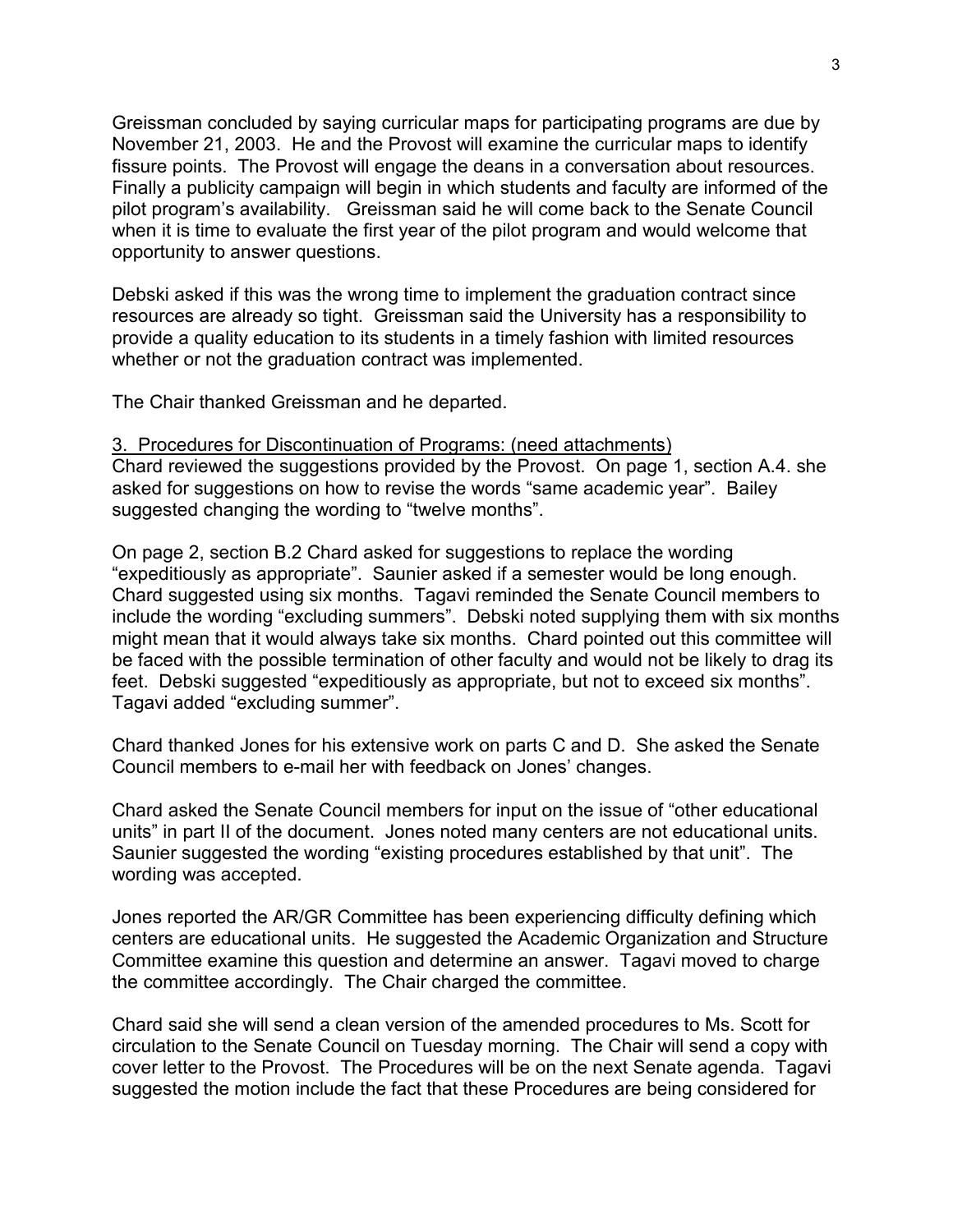Greissman concluded by saying curricular maps for participating programs are due by November 21, 2003. He and the Provost will examine the curricular maps to identify fissure points. The Provost will engage the deans in a conversation about resources. Finally a publicity campaign will begin in which students and faculty are informed of the pilot program's availability. Greissman said he will come back to the Senate Council when it is time to evaluate the first year of the pilot program and would welcome that opportunity to answer questions.

Debski asked if this was the wrong time to implement the graduation contract since resources are already so tight. Greissman said the University has a responsibility to provide a quality education to its students in a timely fashion with limited resources whether or not the graduation contract was implemented.

The Chair thanked Greissman and he departed.

<u>3. Procedures for Discontinuation of Programs: (need attachments)</u>
Chard reviewed the suggestions provided by the Provost. On page 1, section A.4. she asked for suggestions on how to revise the words "same academic year". Bailey suggested changing the wording to "twelve months".

On page 2, section B.2 Chard asked for suggestions to replace the wording "expeditiously as appropriate". Saunier asked if a semester would be long enough. Chard suggested using six months. Tagavi reminded the Senate Council members to include the wording "excluding summers". Debski noted supplying them with six months might mean that it would always take six months. Chard pointed out this committee will be faced with the possible termination of other faculty and would not be likely to drag its feet. Debski suggested "expeditiously as appropriate, but not to exceed six months". Tagavi added "excluding summer".

Chard thanked Jones for his extensive work on parts C and D. She asked the Senate Council members to e-mail her with feedback on Jones' changes.

Chard asked the Senate Council members for input on the issue of "other educational units" in part II of the document. Jones noted many centers are not educational units. Saunier suggested the wording "existing procedures established by that unit". The wording was accepted.

Jones reported the AR/GR Committee has been experiencing difficulty defining which centers are educational units. He suggested the Academic Organization and Structure Committee examine this question and determine an answer. Tagavi moved to charge the committee accordingly. The Chair charged the committee.

Chard said she will send a clean version of the amended procedures to Ms. Scott for circulation to the Senate Council on Tuesday morning. The Chair will send a copy with cover letter to the Provost. The Procedures will be on the next Senate agenda. Tagavi suggested the motion include the fact that these Procedures are being considered for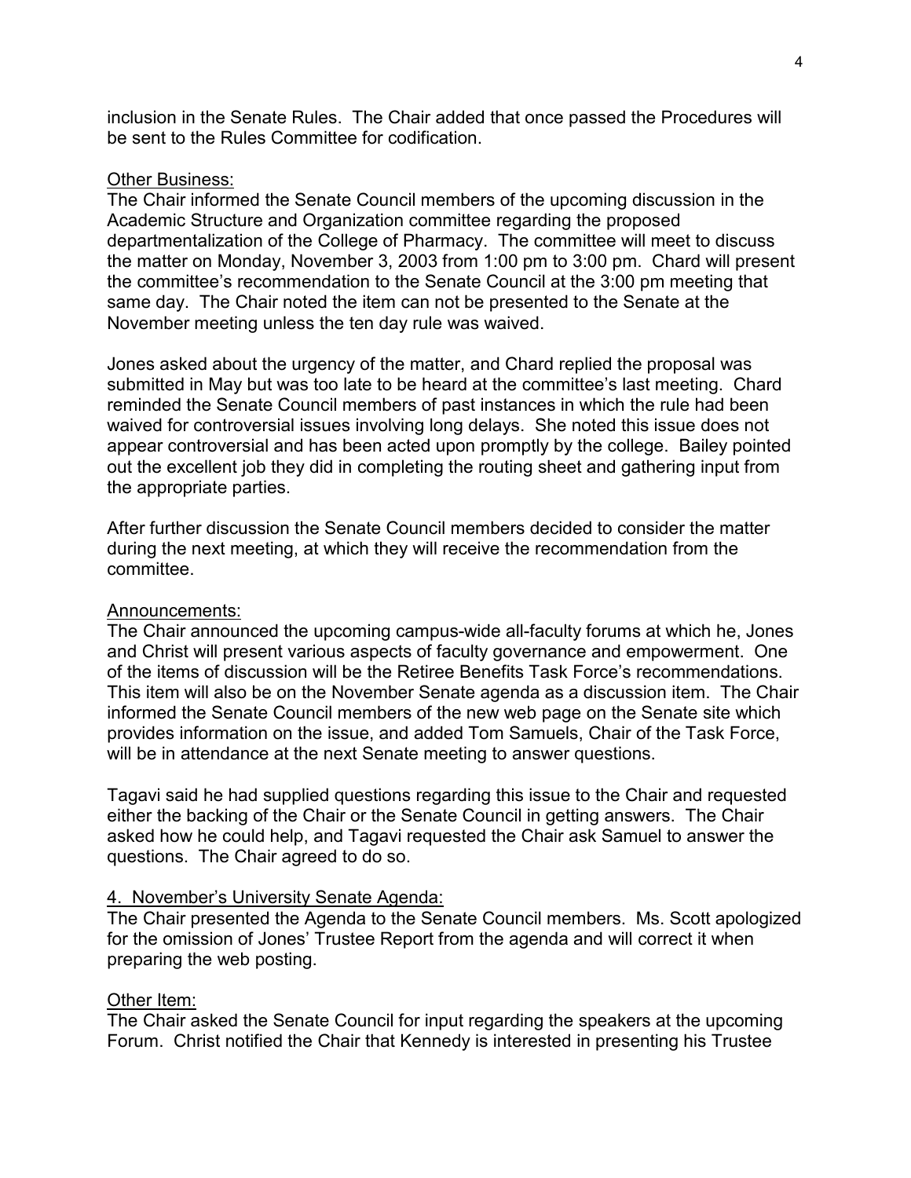inclusion in the Senate Rules. The Chair added that once passed the Procedures will be sent to the Rules Committee for codification.

Other Business:

The Chair informed the Senate Council members of the upcoming discussion in the Academic Structure and Organization committee regarding the proposed departmentalization of the College of Pharmacy. The committee will meet to discuss the matter on Monday, November 3, 2003 from 1:00 pm to 3:00 pm. Chard will present the committee's recommendation to the Senate Council at the 3:00 pm meeting that same day. The Chair noted the item can not be presented to the Senate at the November meeting unless the ten day rule was waived.

Jones asked about the urgency of the matter, and Chard replied the proposal was submitted in May but was too late to be heard at the committee's last meeting. Chard reminded the Senate Council members of past instances in which the rule had been waived for controversial issues involving long delays. She noted this issue does not appear controversial and has been acted upon promptly by the college. Bailey pointed out the excellent job they did in completing the routing sheet and gathering input from the appropriate parties.

After further discussion the Senate Council members decided to consider the matter during the next meeting, at which they will receive the recommendation from the committee.

Announcements:

The Chair announced the upcoming campus-wide all-faculty forums at which he, Jones and Christ will present various aspects of faculty governance and empowerment. One of the items of discussion will be the Retiree Benefits Task Force's recommendations. This item will also be on the November Senate agenda as a discussion item. The Chair informed the Senate Council members of the new web page on the Senate site which provides information on the issue, and added Tom Samuels, Chair of the Task Force, will be in attendance at the next Senate meeting to answer questions.

Tagavi said he had supplied questions regarding this issue to the Chair and requested either the backing of the Chair or the Senate Council in getting answers. The Chair asked how he could help, and Tagavi requested the Chair ask Samuel to answer the questions. The Chair agreed to do so.

4. November's University Senate Agenda:

The Chair presented the Agenda to the Senate Council members. Ms. Scott apologized for the omission of Jones' Trustee Report from the agenda and will correct it when preparing the web posting.

Other Item:

The Chair asked the Senate Council for input regarding the speakers at the upcoming Forum. Christ notified the Chair that Kennedy is interested in presenting his Trustee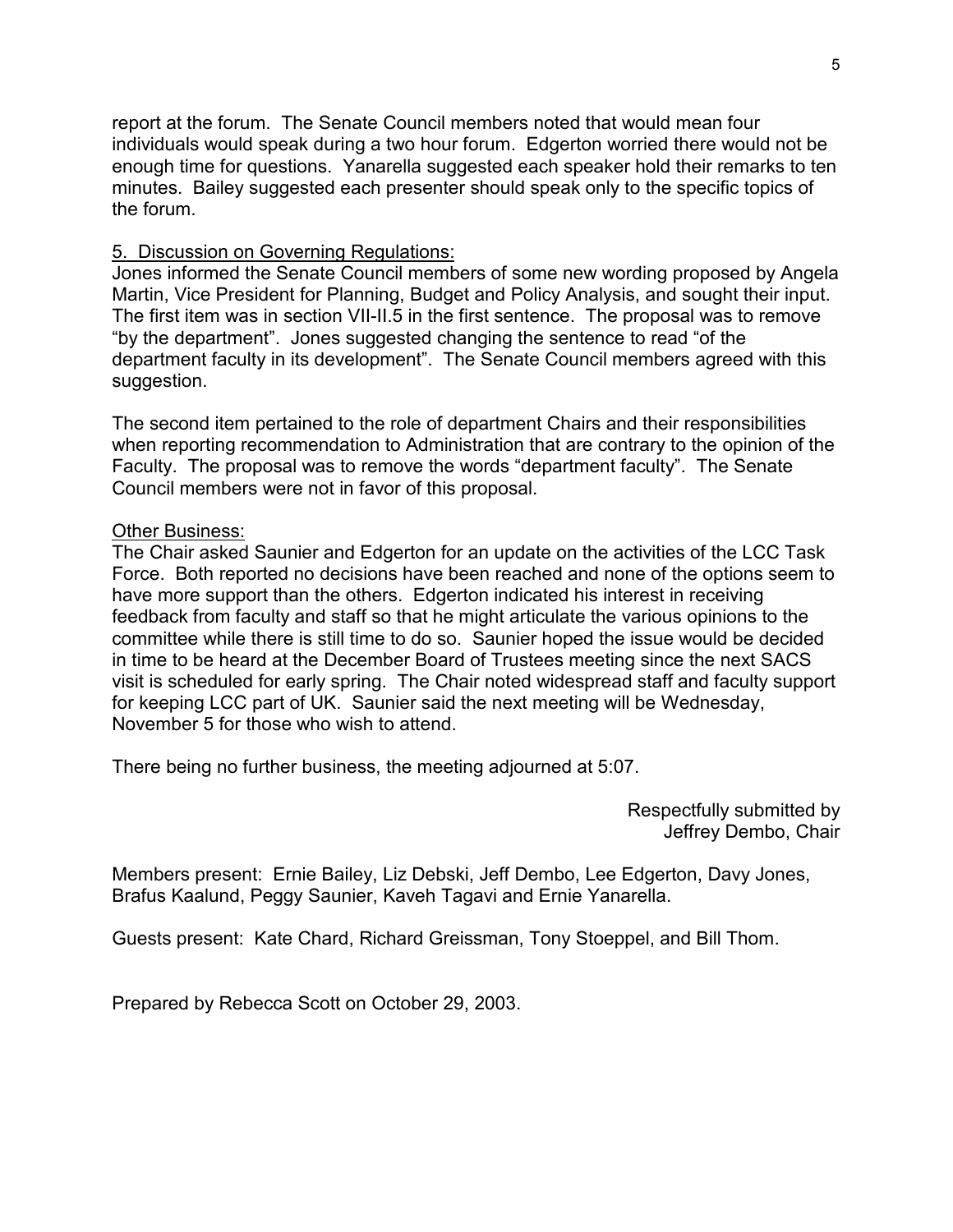report at the forum. The Senate Council members noted that would mean four individuals would speak during a two hour forum. Edgerton worried there would not be enough time for questions. Yanarella suggested each speaker hold their remarks to ten minutes. Bailey suggested each presenter should speak only to the specific topics of the forum.

<u>5. Discussion on Governing Regulations:</u>

Jones informed the Senate Council members of some new wording proposed by Angela Martin, Vice President for Planning, Budget and Policy Analysis, and sought their input. The first item was in section VII-II.5 in the first sentence. The proposal was to remove “by the department”. Jones suggested changing the sentence to read “of the department faculty in its development”. The Senate Council members agreed with this suggestion.

The second item pertained to the role of department Chairs and their responsibilities when reporting recommendation to Administration that are contrary to the opinion of the Faculty. The proposal was to remove the words “department faculty”. The Senate Council members were not in favor of this proposal.

<u>Other Business:</u>

The Chair asked Saunier and Edgerton for an update on the activities of the LCC Task Force. Both reported no decisions have been reached and none of the options seem to have more support than the others. Edgerton indicated his interest in receiving feedback from faculty and staff so that he might articulate the various opinions to the committee while there is still time to do so. Saunier hoped the issue would be decided in time to be heard at the December Board of Trustees meeting since the next SACS visit is scheduled for early spring. The Chair noted widespread staff and faculty support for keeping LCC part of UK. Saunier said the next meeting will be Wednesday, November 5 for those who wish to attend.

There being no further business, the meeting adjourned at 5:07.

Respectfully submitted by
Jeffrey Dembo, Chair

Members present: Ernie Bailey, Liz Debski, Jeff Dembo, Lee Edgerton, Davy Jones, Brafus Kaalund, Peggy Saunier, Kaveh Tagavi and Ernie Yanarella.

Guests present: Kate Chard, Richard Greissman, Tony Stoeppel, and Bill Thom.

Prepared by Rebecca Scott on October 29, 2003.